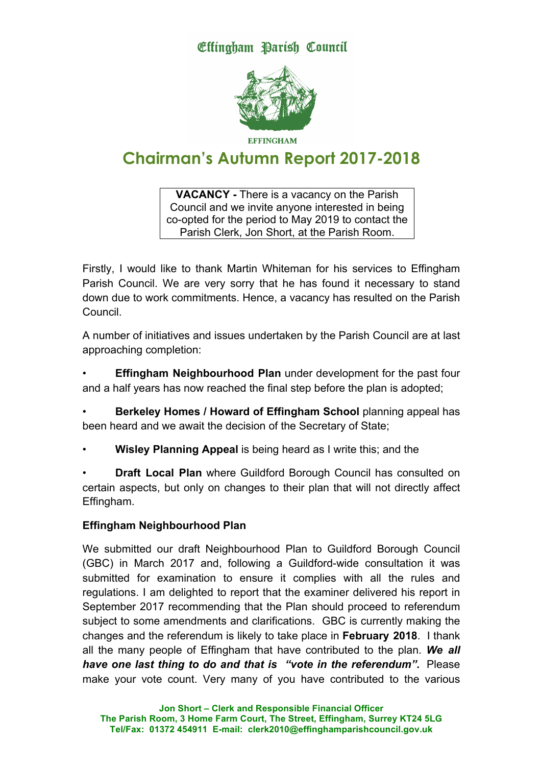Effingham Parish Council

EFFINGHAM

# Chairman's Autumn Report 2017-2018

**VACANCY -** There is a vacancy on the Parish Council and we invite anyone interested in being co-opted for the period to May 2019 to contact the Parish Clerk, Jon Short, at the Parish Room.

Firstly, I would like to thank Martin Whiteman for his services to Effingham Parish Council. We are very sorry that he has found it necessary to stand down due to work commitments. Hence, a vacancy has resulted on the Parish Council.

A number of initiatives and issues undertaken by the Parish Council are at last approaching completion:

- **Effingham Neighbourhood Plan** under development for the past four and a half years has now reached the final step before the plan is adopted;
- **Berkeley Homes / Howard of Effingham School** planning appeal has been heard and we await the decision of the Secretary of State;
- **Wisley Planning Appeal** is being heard as I write this; and the
- **Draft Local Plan** where Guildford Borough Council has consulted on certain aspects, but only on changes to their plan that will not directly affect Effingham.

**Effingham Neighbourhood Plan**

We submitted our draft Neighbourhood Plan to Guildford Borough Council (GBC) in March 2017 and, following a Guildford-wide consultation it was submitted for examination to ensure it complies with all the rules and regulations. I am delighted to report that the examiner delivered his report in September 2017 recommending that the Plan should proceed to referendum subject to some amendments and clarifications. GBC is currently making the changes and the referendum is likely to take place in **February 2018**. I thank all the many people of Effingham that have contributed to the plan. ***We all have one last thing to do and that is "vote in the referendum".*** Please make your vote count. Very many of you have contributed to the various

**Jon Short – Clerk and Responsible Financial Officer**
**The Parish Room, 3 Home Farm Court, The Street, Effingham, Surrey KT24 5LG**
**Tel/Fax: 01372 454911 E-mail: clerk2010@effinghamparishcouncil.gov.uk**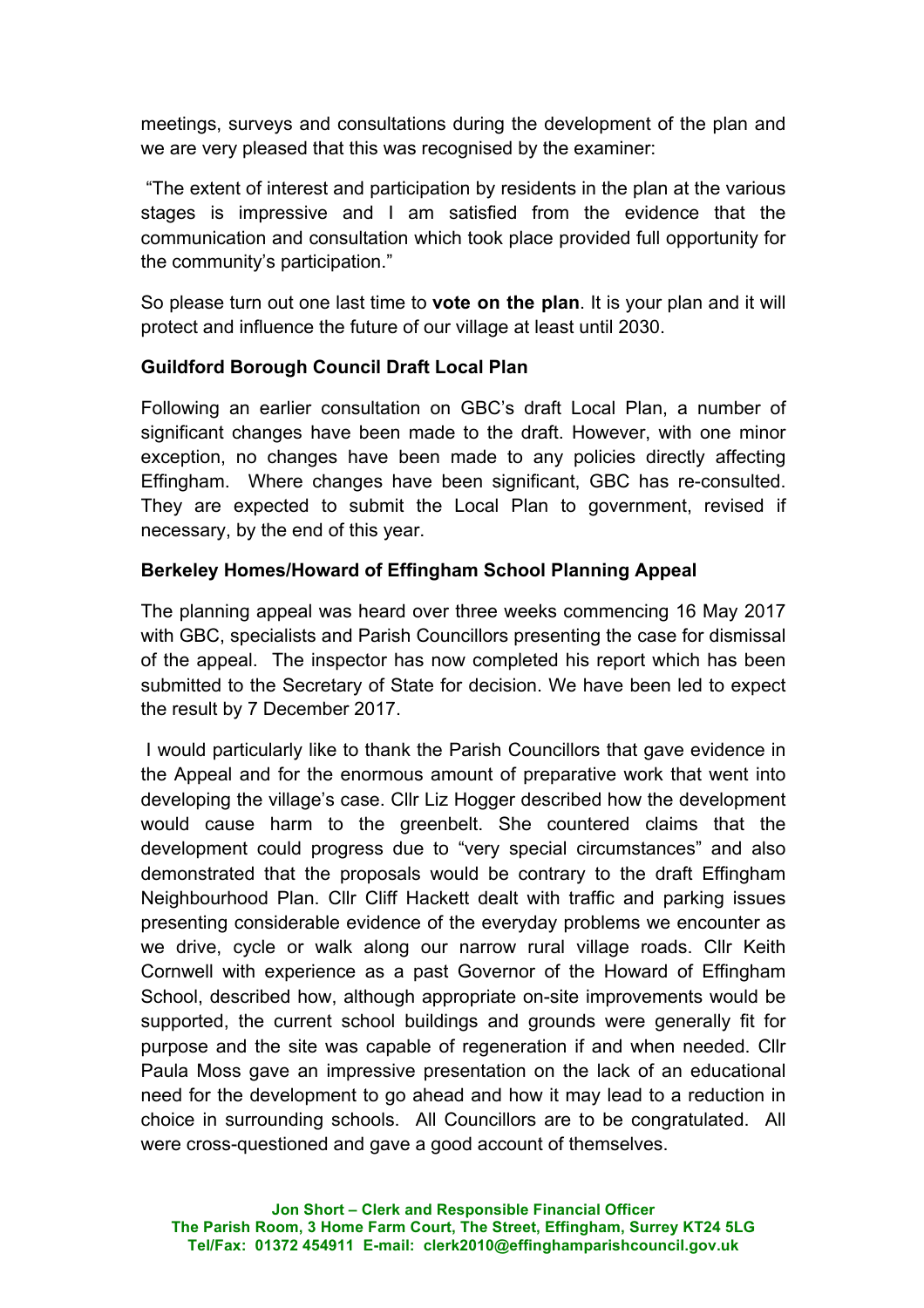meetings, surveys and consultations during the development of the plan and we are very pleased that this was recognised by the examiner:

"The extent of interest and participation by residents in the plan at the various stages is impressive and I am satisfied from the evidence that the communication and consultation which took place provided full opportunity for the community's participation."

So please turn out one last time to **vote on the plan**. It is your plan and it will protect and influence the future of our village at least until 2030.

**Guildford Borough Council Draft Local Plan**

Following an earlier consultation on GBC's draft Local Plan, a number of significant changes have been made to the draft. However, with one minor exception, no changes have been made to any policies directly affecting Effingham. Where changes have been significant, GBC has re-consulted. They are expected to submit the Local Plan to government, revised if necessary, by the end of this year.

**Berkeley Homes/Howard of Effingham School Planning Appeal**

The planning appeal was heard over three weeks commencing 16 May 2017 with GBC, specialists and Parish Councillors presenting the case for dismissal of the appeal. The inspector has now completed his report which has been submitted to the Secretary of State for decision. We have been led to expect the result by 7 December 2017.

I would particularly like to thank the Parish Councillors that gave evidence in the Appeal and for the enormous amount of preparative work that went into developing the village's case. Cllr Liz Hogger described how the development would cause harm to the greenbelt. She countered claims that the development could progress due to "very special circumstances" and also demonstrated that the proposals would be contrary to the draft Effingham Neighbourhood Plan. Cllr Cliff Hackett dealt with traffic and parking issues presenting considerable evidence of the everyday problems we encounter as we drive, cycle or walk along our narrow rural village roads. Cllr Keith Cornwell with experience as a past Governor of the Howard of Effingham School, described how, although appropriate on-site improvements would be supported, the current school buildings and grounds were generally fit for purpose and the site was capable of regeneration if and when needed. Cllr Paula Moss gave an impressive presentation on the lack of an educational need for the development to go ahead and how it may lead to a reduction in choice in surrounding schools. All Councillors are to be congratulated. All were cross-questioned and gave a good account of themselves.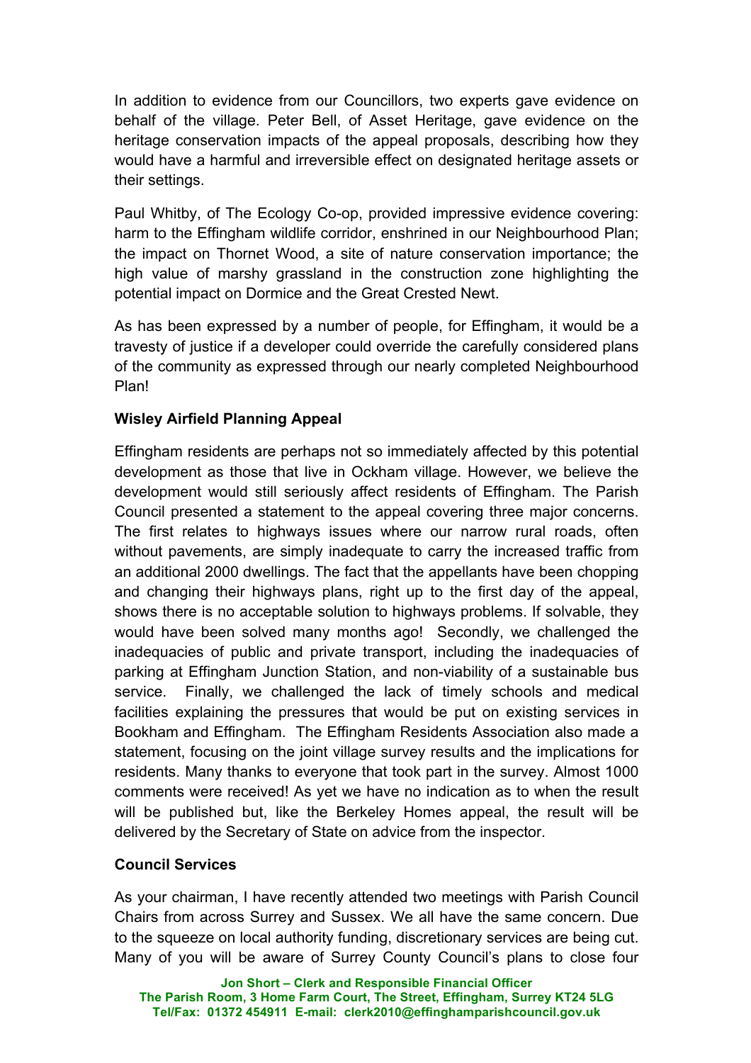In addition to evidence from our Councillors, two experts gave evidence on behalf of the village. Peter Bell, of Asset Heritage, gave evidence on the heritage conservation impacts of the appeal proposals, describing how they would have a harmful and irreversible effect on designated heritage assets or their settings.

Paul Whitby, of The Ecology Co-op, provided impressive evidence covering: harm to the Effingham wildlife corridor, enshrined in our Neighbourhood Plan; the impact on Thornet Wood, a site of nature conservation importance; the high value of marshy grassland in the construction zone highlighting the potential impact on Dormice and the Great Crested Newt.

As has been expressed by a number of people, for Effingham, it would be a travesty of justice if a developer could override the carefully considered plans of the community as expressed through our nearly completed Neighbourhood Plan!

**Wisley Airfield Planning Appeal**

Effingham residents are perhaps not so immediately affected by this potential development as those that live in Ockham village. However, we believe the development would still seriously affect residents of Effingham. The Parish Council presented a statement to the appeal covering three major concerns. The first relates to highways issues where our narrow rural roads, often without pavements, are simply inadequate to carry the increased traffic from an additional 2000 dwellings. The fact that the appellants have been chopping and changing their highways plans, right up to the first day of the appeal, shows there is no acceptable solution to highways problems. If solvable, they would have been solved many months ago! Secondly, we challenged the inadequacies of public and private transport, including the inadequacies of parking at Effingham Junction Station, and non-viability of a sustainable bus service. Finally, we challenged the lack of timely schools and medical facilities explaining the pressures that would be put on existing services in Bookham and Effingham. The Effingham Residents Association also made a statement, focusing on the joint village survey results and the implications for residents. Many thanks to everyone that took part in the survey. Almost 1000 comments were received! As yet we have no indication as to when the result will be published but, like the Berkeley Homes appeal, the result will be delivered by the Secretary of State on advice from the inspector.

**Council Services**

As your chairman, I have recently attended two meetings with Parish Council Chairs from across Surrey and Sussex. We all have the same concern. Due to the squeeze on local authority funding, discretionary services are being cut. Many of you will be aware of Surrey County Council's plans to close four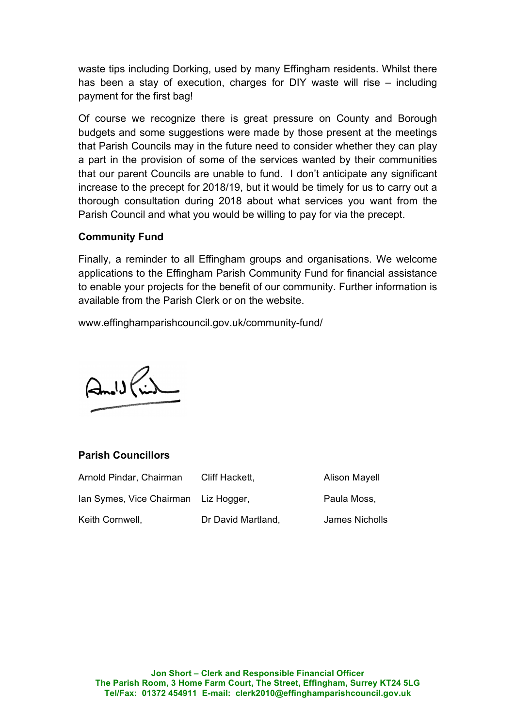waste tips including Dorking, used by many Effingham residents. Whilst there has been a stay of execution, charges for DIY waste will rise – including payment for the first bag!

Of course we recognize there is great pressure on County and Borough budgets and some suggestions were made by those present at the meetings that Parish Councils may in the future need to consider whether they can play a part in the provision of some of the services wanted by their communities that our parent Councils are unable to fund. I don't anticipate any significant increase to the precept for 2018/19, but it would be timely for us to carry out a thorough consultation during 2018 about what services you want from the Parish Council and what you would be willing to pay for via the precept.

**Community Fund**

Finally, a reminder to all Effingham groups and organisations. We welcome applications to the Effingham Parish Community Fund for financial assistance to enable your projects for the benefit of our community. Further information is available from the Parish Clerk or on the website.

www.effinghamparishcouncil.gov.uk/community-fund/

**Parish Councillors**

| | | |
|---|---|---|
| Arnold Pindar, Chairman | Cliff Hackett, | Alison Mayell |
| Ian Symes, Vice Chairman | Liz Hogger, | Paula Moss, |
| Keith Cornwell, | Dr David Martland, | James Nicholls |

**Jon Short – Clerk and Responsible Financial Officer**
**The Parish Room, 3 Home Farm Court, The Street, Effingham, Surrey KT24 5LG**
**Tel/Fax: 01372 454911 E-mail: clerk2010@effinghamparishcouncil.gov.uk**